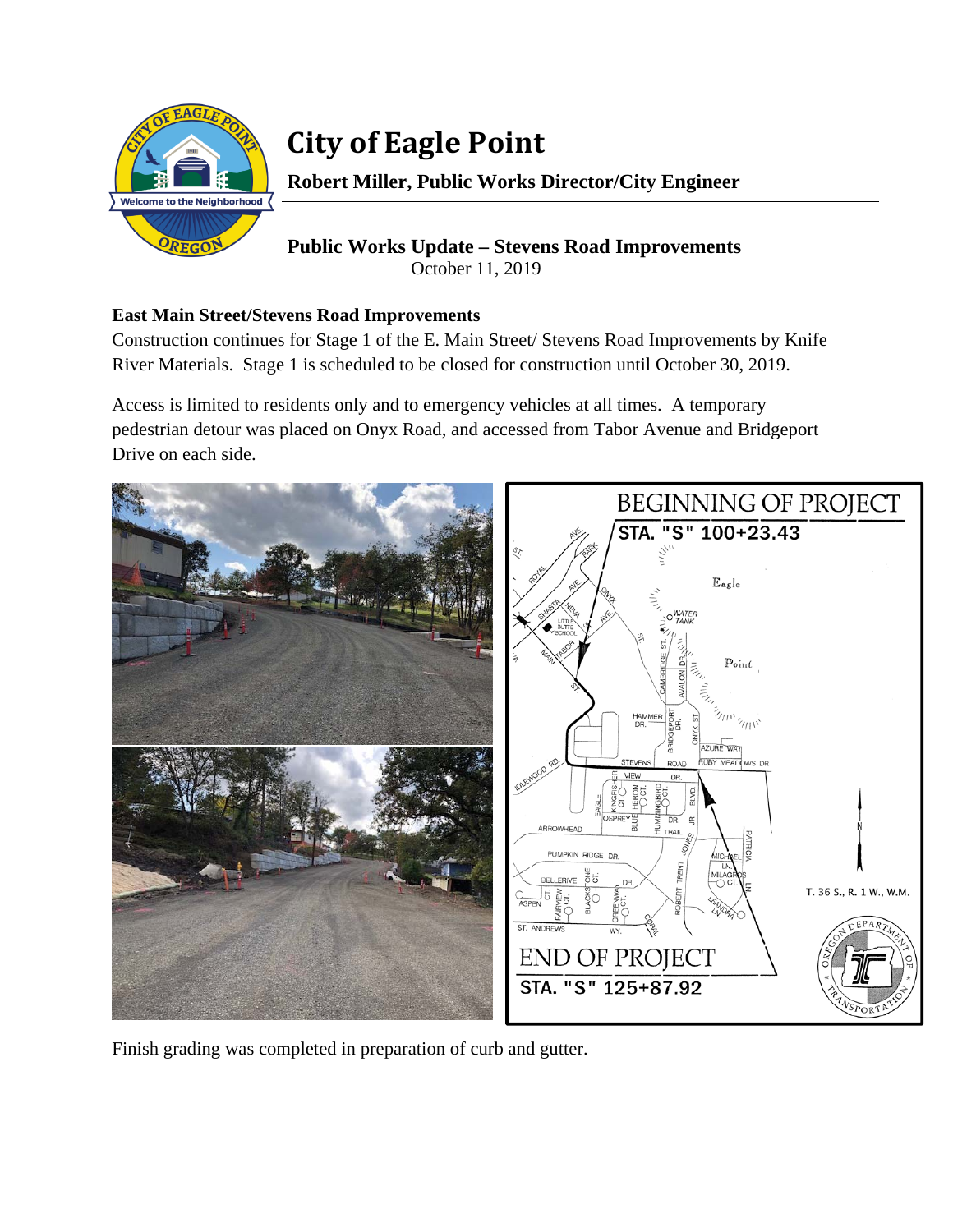# City of Eagle Point

**Robert Miller, Public Works Director/City Engineer**

## Public Works Update – Stevens Road Improvements

October 11, 2019

### East Main Street/Stevens Road Improvements

Construction continues for Stage 1 of the E. Main Street/ Stevens Road Improvements by Knife River Materials. Stage 1 is scheduled to be closed for construction until October 30, 2019.

Access is limited to residents only and to emergency vehicles at all times. A temporary pedestrian detour was placed on Onyx Road, and accessed from Tabor Avenue and Bridgeport Drive on each side.

Finish grading was completed in preparation of curb and gutter.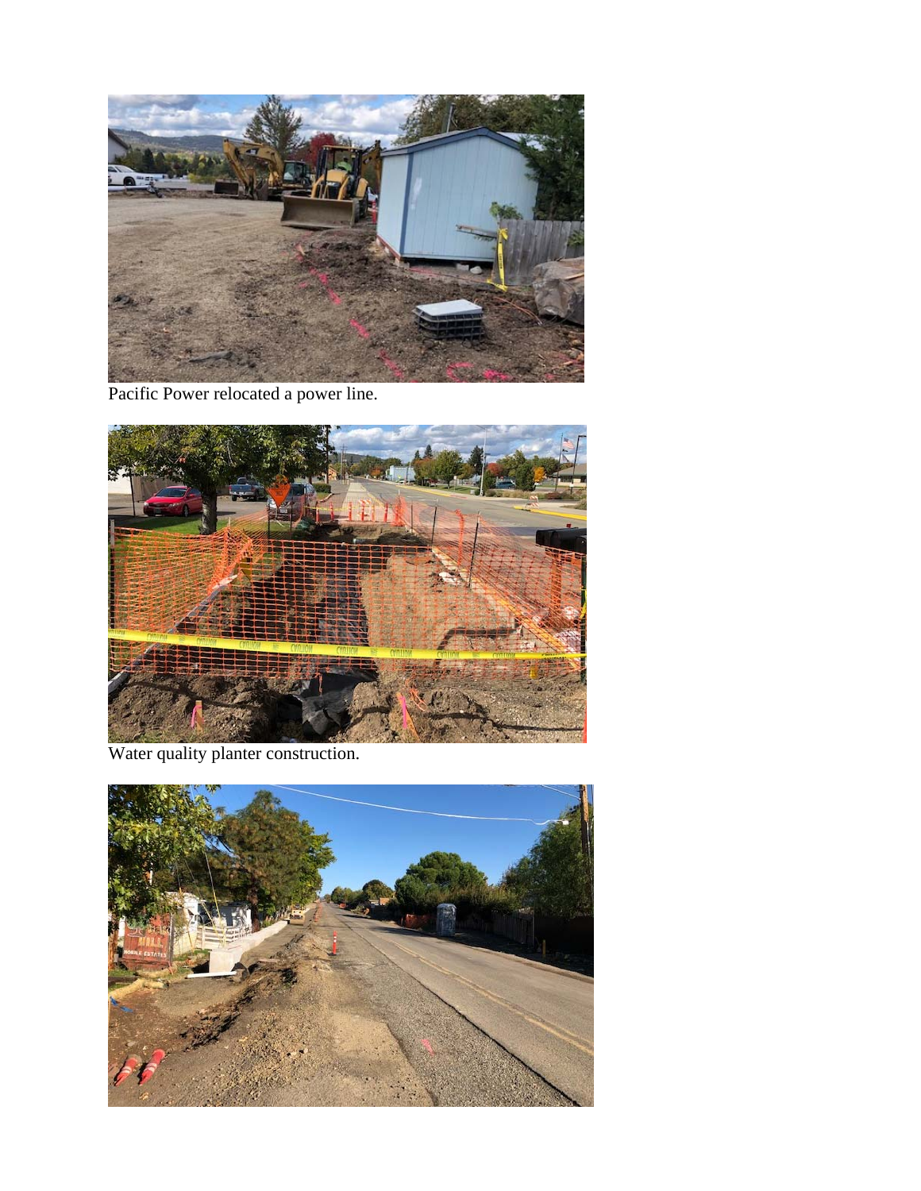Pacific Power relocated a power line.

Water quality planter construction.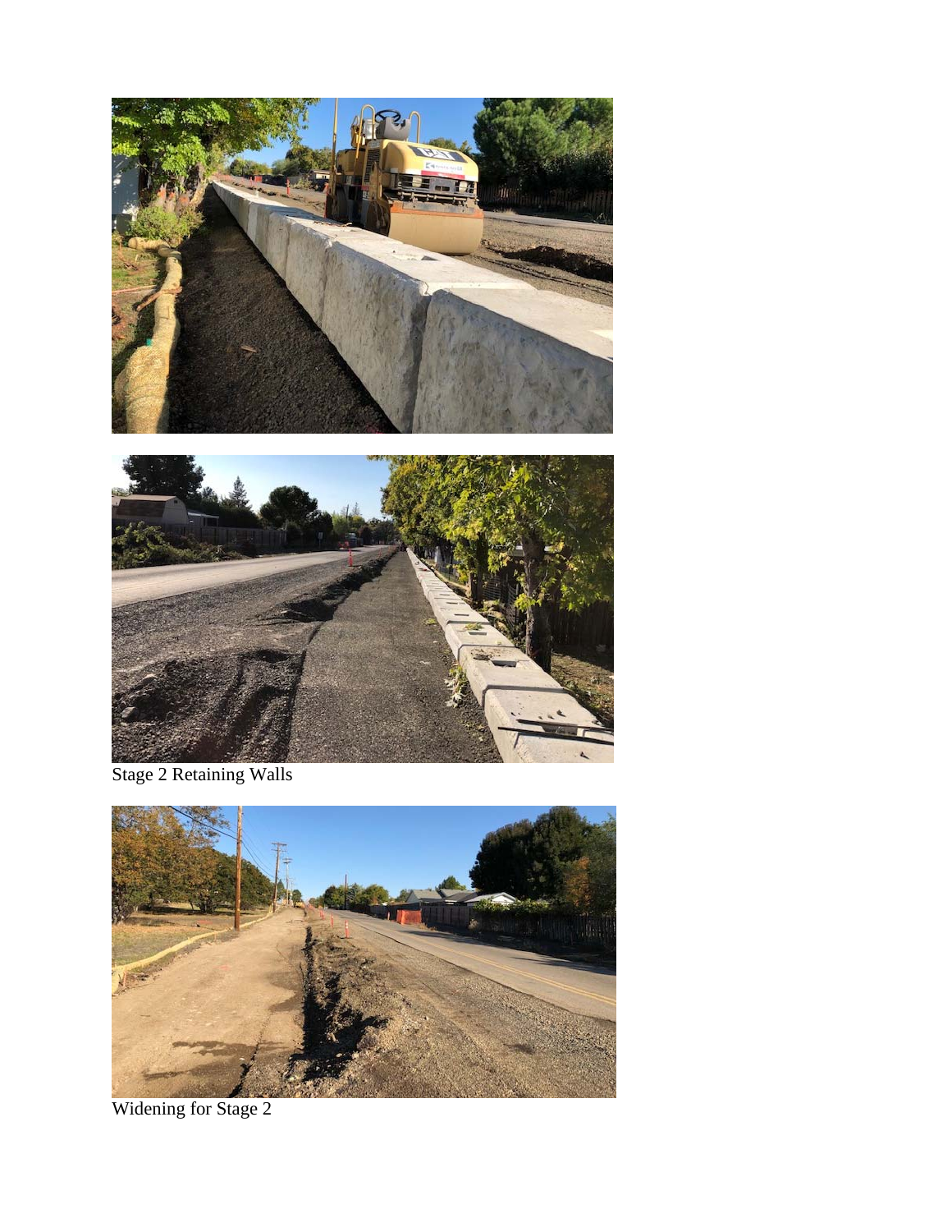Stage 2 Retaining Walls

Widening for Stage 2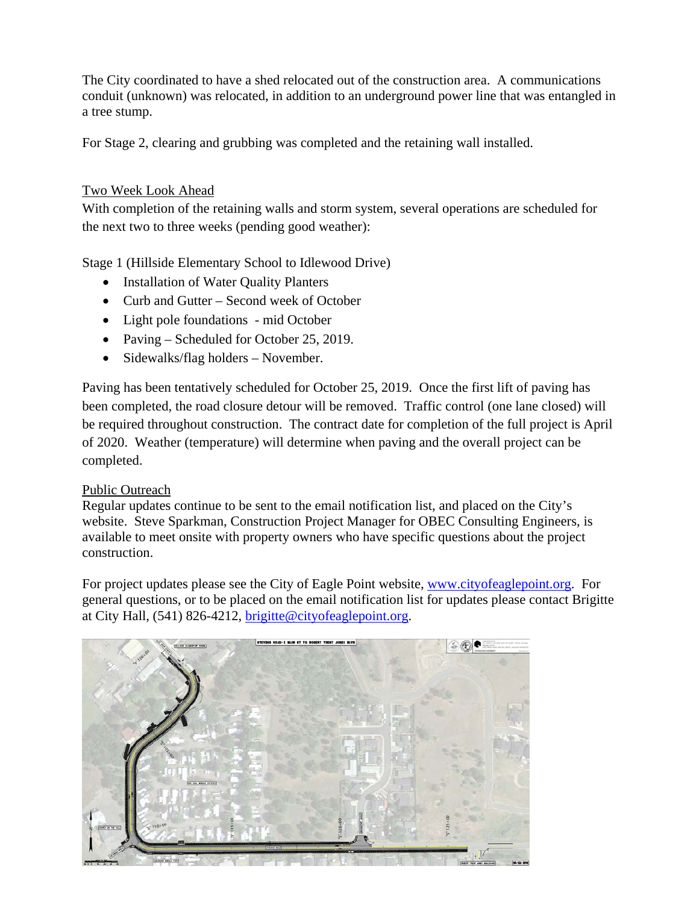The City coordinated to have a shed relocated out of the construction area. A communications conduit (unknown) was relocated, in addition to an underground power line that was entangled in a tree stump.

For Stage 2, clearing and grubbing was completed and the retaining wall installed.

## Two Week Look Ahead

With completion of the retaining walls and storm system, several operations are scheduled for the next two to three weeks (pending good weather):

Stage 1 (Hillside Elementary School to Idlewood Drive)

- Installation of Water Quality Planters
- Curb and Gutter – Second week of October
- Light pole foundations - mid October
- Paving – Scheduled for October 25, 2019.
- Sidewalks/flag holders – November.

Paving has been tentatively scheduled for October 25, 2019. Once the first lift of paving has been completed, the road closure detour will be removed. Traffic control (one lane closed) will be required throughout construction. The contract date for completion of the full project is April of 2020. Weather (temperature) will determine when paving and the overall project can be completed.

## Public Outreach

Regular updates continue to be sent to the email notification list, and placed on the City's website. Steve Sparkman, Construction Project Manager for OBEC Consulting Engineers, is available to meet onsite with property owners who have specific questions about the project construction.

For project updates please see the City of Eagle Point website, [www.cityofeaglepoint.org](http://www.cityofeaglepoint.org). For general questions, or to be placed on the email notification list for updates please contact Brigitte at City Hall, (541) 826-4212, [brigitte@cityofeaglepoint.org](mailto:brigitte@cityofeaglepoint.org).